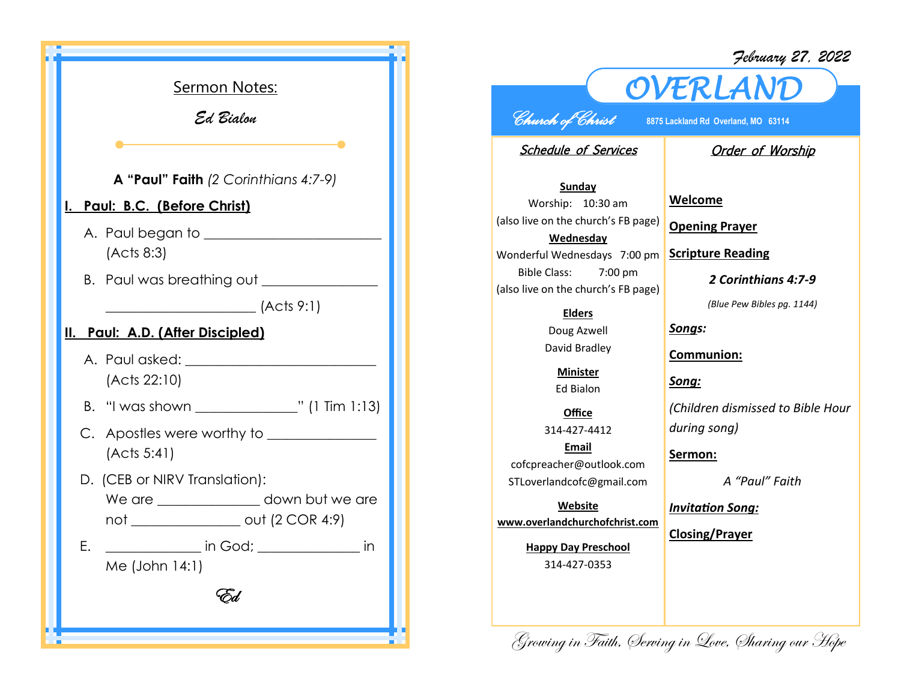## Sermon Notes:

*Ed Bialon*

**A "Paul" Faith** *(2 Corinthians 4:7-9)*

### I. Paul: B.C. (Before Christ)

A. Paul began to ________________________ (Acts 8:3)

B. Paul was breathing out ________________ ____________________ (Acts 9:1)

### II. Paul: A.D. (After Discipled)

A. Paul asked: ___________________________ (Acts 22:10)

B. "I was shown ______________" (1 Tim 1:13)

C. Apostles were worthy to _______________ (Acts 5:41)

D. (CEB or NIRV Translation): We are ______________ down but we are not _______________ out (2 COR 4:9)

E. _____________ in God; ______________ in Me (John 14:1)

*Ed*

February 27, 2022

# OVERLAND

*Church of Christ* 8875 Lackland Rd Overland, MO 63114

## Schedule of Services

**Sunday**
Worship: 10:30 am
(also live on the church's FB page)

**Wednesday**
Wonderful Wednesdays 7:00 pm
Bible Class: 7:00 pm
(also live on the church's FB page)

**Elders**
Doug Azwell
David Bradley

**Minister**
Ed Bialon

**Office**
314-427-4412

**Email**
cofcpreacher@outlook.com
STLoverlandcofc@gmail.com

**Website**
www.overlandchurchofchrist.com

**Happy Day Preschool**
314-427-0353

## Order of Worship

**Welcome**

**Opening Prayer**

**Scripture Reading**

***2 Corinthians 4:7-9***

*(Blue Pew Bibles pg. 1144)*

***Songs:***

**Communion:**

***Song:***

*(Children dismissed to Bible Hour during song)*

**Sermon:**

*A "Paul" Faith*

***Invitation Song:***

**Closing/Prayer**

*Growing in Faith, Serving in Love, Sharing our Hope*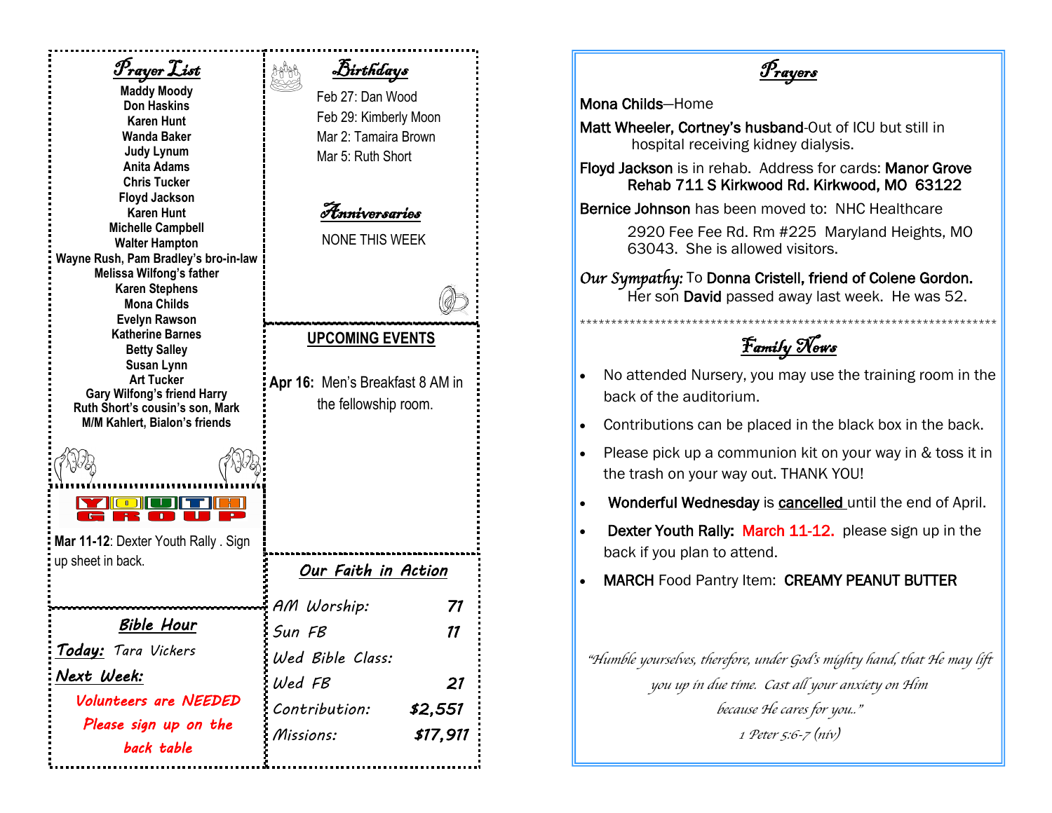## Prayer List

**Maddy Moody**
**Don Haskins**
**Karen Hunt**
**Wanda Baker**
**Judy Lynum**
**Anita Adams**
**Chris Tucker**
**Floyd Jackson**
**Karen Hunt**
**Michelle Campbell**
**Walter Hampton**
**Wayne Rush, Pam Bradley's bro-in-law**
**Melissa Wilfong's father**
**Karen Stephens**
**Mona Childs**
**Evelyn Rawson**
**Katherine Barnes**
**Betty Salley**
**Susan Lynn**
**Art Tucker**
**Gary Wilfong's friend Harry**
**Ruth Short's cousin's son, Mark**
**M/M Kahlert, Bialon's friends**

## YOUTH GROUP

**Mar 11-12**: Dexter Youth Rally . Sign up sheet in back.

## Bible Hour

***Today:*** *Tara Vickers*

***Next Week:***

*Volunteers are NEEDED*
*Please sign up on the back table*

## Birthdays

Feb 27: Dan Wood
Feb 29: Kimberly Moon
Mar 2: Tamaira Brown
Mar 5: Ruth Short

## Anniversaries

NONE THIS WEEK

## UPCOMING EVENTS

**Apr 16:** Men's Breakfast 8 AM in the fellowship room.

## Our Faith in Action

| | |
|---|---|
| *AM Worship:* | *71* |
| *Sun FB* | *11* |
| *Wed Bible Class:* | |
| *Wed FB* | *21* |
| *Contribution:* | *$2,551* |
| *Missions:* | *$17,911* |

## Prayers

Mona Childs—Home

Matt Wheeler, Cortney's husband-Out of ICU but still in hospital receiving kidney dialysis.

Floyd Jackson is in rehab. Address for cards: Manor Grove Rehab 711 S Kirkwood Rd. Kirkwood, MO 63122

Bernice Johnson has been moved to: NHC Healthcare
2920 Fee Fee Rd. Rm #225 Maryland Heights, MO 63043. She is allowed visitors.

*Our Sympathy:* To Donna Cristell, friend of Colene Gordon. Her son David passed away last week. He was 52.

*********************************************************************

## Family News

- No attended Nursery, you may use the training room in the back of the auditorium.
- Contributions can be placed in the black box in the back.
- Please pick up a communion kit on your way in & toss it in the trash on your way out. THANK YOU!
- Wonderful Wednesday is cancelled until the end of April.
- Dexter Youth Rally: March 11-12. please sign up in the back if you plan to attend.
- MARCH Food Pantry Item: CREAMY PEANUT BUTTER

*"Humble yourselves, therefore, under God's mighty hand, that He may lift you up in due time. Cast all your anxiety on Him because He cares for you.."*
*1 Peter 5:6-7 (niv)*